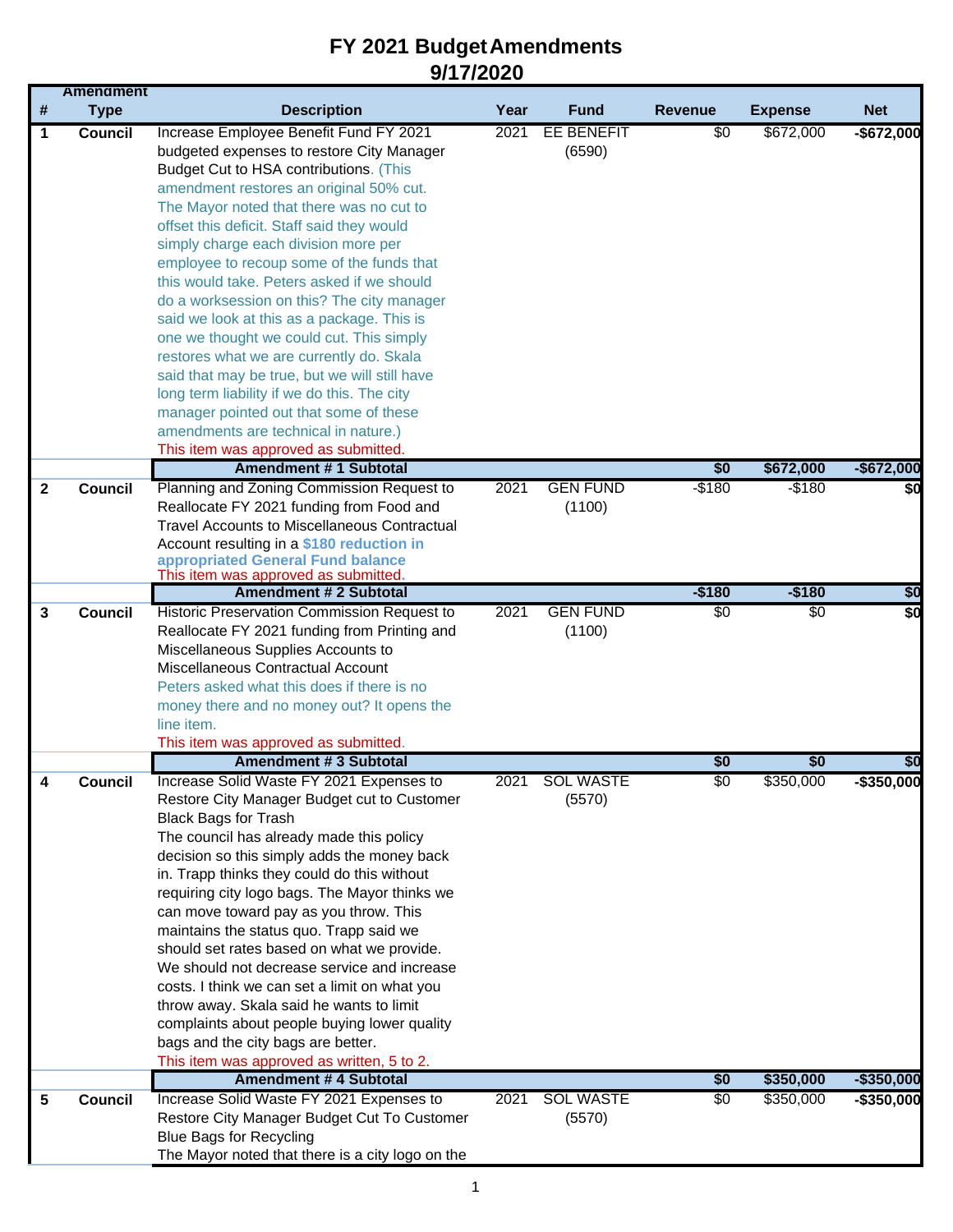# FY 2021 Budget Amendments
## 9/17/2020

| # | Amendment Type | Description | Year | Fund | Revenue | Expense | Net |
|---|---|---|---|---|---|---|---|
| 1 | **Council** | Increase Employee Benefit Fund FY 2021 budgeted expenses to restore City Manager Budget Cut to HSA contributions. (This amendment restores an original 50% cut. The Mayor noted that there was no cut to offset this deficit. Staff said they would simply charge each division more per employee to recoup some of the funds that this would take. Peters asked if we should do a worksession on this? The city manager said we look at this as a package. This is one we thought we could cut. This simply restores what we are currently do. Skala said that may be true, but we will still have long term liability if we do this. The city manager pointed out that some of these amendments are technical in nature.) This item was approved as submitted. | 2021 | EE BENEFIT (6590) | $0 | $672,000 | **-$672,000** |
| | | **Amendment # 1 Subtotal** | | | **$0** | **$672,000** | **-$672,000** |
| 2 | **Council** | Planning and Zoning Commission Request to Reallocate FY 2021 funding from Food and Travel Accounts to Miscellaneous Contractual Account resulting in a **$180 reduction in appropriated General Fund balance** This item was approved as submitted. | 2021 | GEN FUND (1100) | -$180 | -$180 | **$0** |
| | | **Amendment # 2 Subtotal** | | | **-$180** | **-$180** | **$0** |
| 3 | **Council** | Historic Preservation Commission Request to Reallocate FY 2021 funding from Printing and Miscellaneous Supplies Accounts to Miscellaneous Contractual Account Peters asked what this does if there is no money there and no money out? It opens the line item. This item was approved as submitted. | 2021 | GEN FUND (1100) | $0 | $0 | **$0** |
| | | **Amendment # 3 Subtotal** | | | **$0** | **$0** | **$0** |
| 4 | **Council** | Increase Solid Waste FY 2021 Expenses to Restore City Manager Budget cut to Customer Black Bags for Trash The council has already made this policy decision so this simply adds the money back in. Trapp thinks they could do this without requiring city logo bags. The Mayor thinks we can move toward pay as you throw. This maintains the status quo. Trapp said we should set rates based on what we provide. We should not decrease service and increase costs. I think we can set a limit on what you throw away. Skala said he wants to limit complaints about people buying lower quality bags and the city bags are better. This item was approved as written, 5 to 2. | 2021 | SOL WASTE (5570) | $0 | $350,000 | **-$350,000** |
| | | **Amendment # 4 Subtotal** | | | **$0** | **$350,000** | **-$350,000** |
| 5 | **Council** | Increase Solid Waste FY 2021 Expenses to Restore City Manager Budget Cut To Customer Blue Bags for Recycling The Mayor noted that there is a city logo on the | 2021 | SOL WASTE (5570) | $0 | $350,000 | **-$350,000** |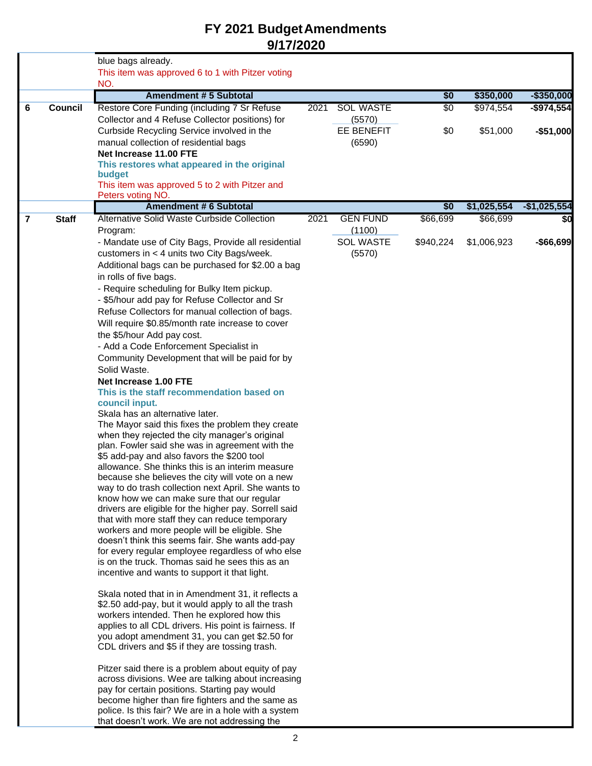# FY 2021 Budget Amendments
## 9/17/2020

| # | Source | Description | Year | Fund | Revenue | Expense | Net |
|---|---|---|---|---|---|---|---|
| | | blue bags already.<br>This item was approved 6 to 1 with Pitzer voting NO. | | | | | |
| | | **Amendment # 5 Subtotal** | | | **$0** | **$350,000** | **-$350,000** |
| 6 | **Council** | Restore Core Funding (including 7 Sr Refuse Collector and 4 Refuse Collector positions) for Curbside Recycling Service involved in the manual collection of residential bags<br>**Net Increase 11.00 FTE**<br>**This restores what appeared in the original budget**<br>This item was approved 5 to 2 with Pitzer and Peters voting NO. | 2021 | SOL WASTE (5570)<br>EE BENEFIT (6590) | $0<br>$0 | $974,554<br>$51,000 | **-$974,554**<br>**-$51,000** |
| | | **Amendment # 6 Subtotal** | | | **$0** | **$1,025,554** | **-$1,025,554** |
| 7 | **Staff** | Alternative Solid Waste Curbside Collection Program:<br>- Mandate use of City Bags, Provide all residential customers in < 4 units two City Bags/week. Additional bags can be purchased for $2.00 a bag in rolls of five bags.<br>- Require scheduling for Bulky Item pickup.<br>- $5/hour add pay for Refuse Collector and Sr Refuse Collectors for manual collection of bags. Will require $0.85/month rate increase to cover the $5/hour Add pay cost.<br>- Add a Code Enforcement Specialist in Community Development that will be paid for by Solid Waste.<br>**Net Increase 1.00 FTE**<br>**This is the staff recommendation based on council input.**<br>Skala has an alternative later.<br>The Mayor said this fixes the problem they create when they rejected the city manager's original plan. Fowler said she was in agreement with the $5 add-pay and also favors the $200 tool allowance. She thinks this is an interim measure because she believes the city will vote on a new way to do trash collection next April. She wants to know how we can make sure that our regular drivers are eligible for the higher pay. Sorrell said that with more staff they can reduce temporary workers and more people will be eligible. She doesn't think this seems fair. She wants add-pay for every regular employee regardless of who else is on the truck. Thomas said he sees this as an incentive and wants to support it that light.<br><br>Skala noted that in in Amendment 31, it reflects a $2.50 add-pay, but it would apply to all the trash workers intended. Then he explored how this applies to all CDL drivers. His point is fairness. If you adopt amendment 31, you can get $2.50 for CDL drivers and $5 if they are tossing trash.<br><br>Pitzer said there is a problem about equity of pay across divisions. Wee are talking about increasing pay for certain positions. Starting pay would become higher than fire fighters and the same as police. Is this fair? We are in a hole with a system that doesn't work. We are not addressing the | 2021 | GEN FUND (1100)<br>SOL WASTE (5570) | $66,699<br>$940,224 | $66,699<br>$1,006,923 | **$0**<br>**-$66,699** |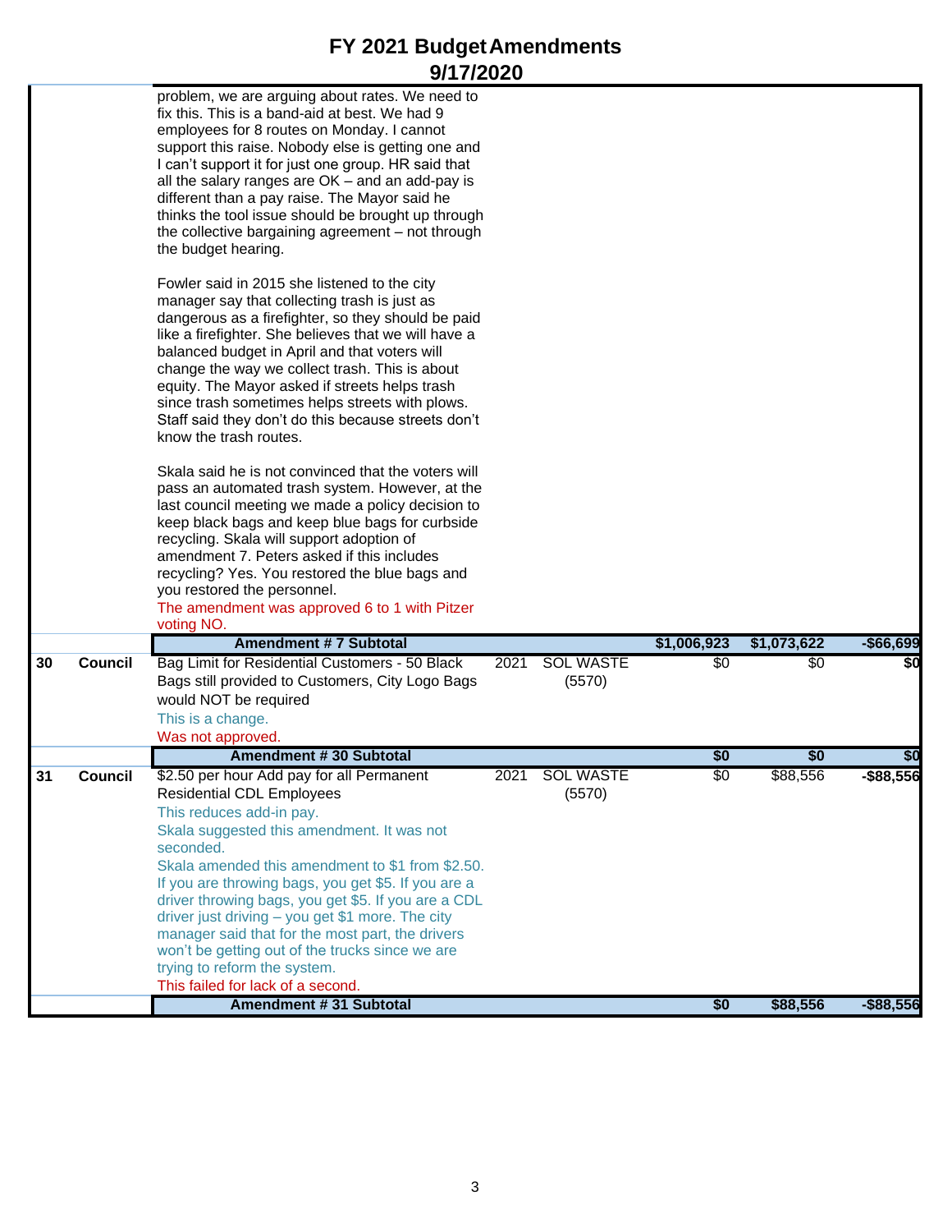# FY 2021 Budget Amendments
## 9/17/2020

| # | Source | Description | Year | Dept | Col A | Col B | Col C |
|---|---|---|---|---|---|---|---|
| | | problem, we are arguing about rates. We need to fix this. This is a band-aid at best. We had 9 employees for 8 routes on Monday. I cannot support this raise. Nobody else is getting one and I can't support it for just one group. HR said that all the salary ranges are OK – and an add-pay is different than a pay raise. The Mayor said he thinks the tool issue should be brought up through the collective bargaining agreement – not through the budget hearing.<br><br>Fowler said in 2015 she listened to the city manager say that collecting trash is just as dangerous as a firefighter, so they should be paid like a firefighter. She believes that we will have a balanced budget in April and that voters will change the way we collect trash. This is about equity. The Mayor asked if streets helps trash since trash sometimes helps streets with plows. Staff said they don't do this because streets don't know the trash routes.<br><br>Skala said he is not convinced that the voters will pass an automated trash system. However, at the last council meeting we made a policy decision to keep black bags and keep blue bags for curbside recycling. Skala will support adoption of amendment 7. Peters asked if this includes recycling? Yes. You restored the blue bags and you restored the personnel.<br>The amendment was approved 6 to 1 with Pitzer voting NO. | | | | | |
| | | **Amendment # 7 Subtotal** | | | **$1,006,923** | **$1,073,622** | **-$66,699** |
| 30 | Council | Bag Limit for Residential Customers - 50 Black Bags still provided to Customers, City Logo Bags would NOT be required<br>This is a change.<br>Was not approved. | 2021 | SOL WASTE (5570) | $0 | $0 | $0 |
| | | **Amendment # 30 Subtotal** | | | **$0** | **$0** | **$0** |
| 31 | Council | $2.50 per hour Add pay for all Permanent Residential CDL Employees<br>This reduces add-in pay.<br>Skala suggested this amendment. It was not seconded.<br>Skala amended this amendment to $1 from $2.50. If you are throwing bags, you get $5. If you are a driver throwing bags, you get $5. If you are a CDL driver just driving – you get $1 more. The city manager said that for the most part, the drivers won't be getting out of the trucks since we are trying to reform the system.<br>This failed for lack of a second. | 2021 | SOL WASTE (5570) | $0 | $88,556 | -$88,556 |
| | | **Amendment # 31 Subtotal** | | | **$0** | **$88,556** | **-$88,556** |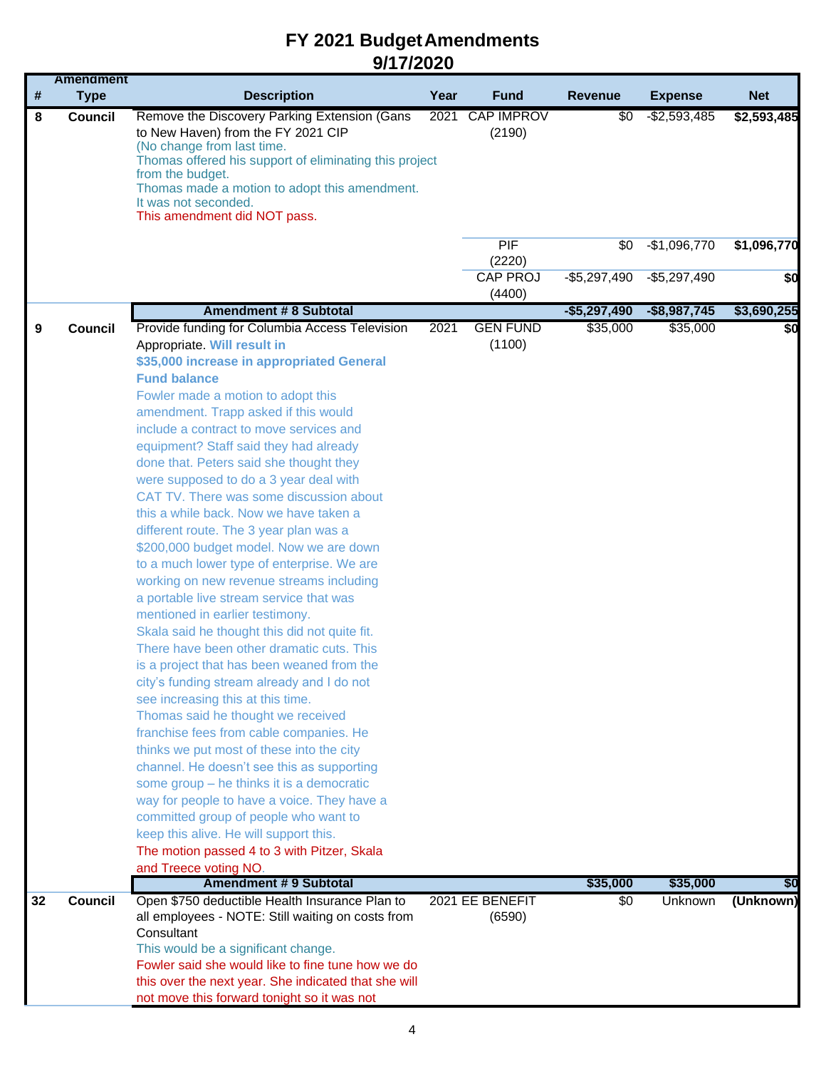# FY 2021 Budget Amendments
## 9/17/2020

| # | Amendment Type | Description | Year | Fund | Revenue | Expense | Net |
|---|---|---|---|---|---|---|---|
| 8 | Council | Remove the Discovery Parking Extension (Gans to New Haven) from the FY 2021 CIP<br>(No change from last time.<br>Thomas offered his support of eliminating this project from the budget.<br>Thomas made a motion to adopt this amendment.<br>It was not seconded.<br>This amendment did NOT pass. | 2021 | CAP IMPROV (2190) | $0 | -$2,593,485 | **$2,593,485** |
| | | | | PIF (2220) | $0 | -$1,096,770 | **$1,096,770** |
| | | | | CAP PROJ (4400) | -$5,297,490 | -$5,297,490 | **$0** |
| | | **Amendment # 8 Subtotal** | | | **-$5,297,490** | **-$8,987,745** | **$3,690,255** |
| 9 | Council | Provide funding for Columbia Access Television Appropriate. **Will result in $35,000 increase in appropriated General Fund balance**<br>Fowler made a motion to adopt this amendment. Trapp asked if this would include a contract to move services and equipment? Staff said they had already done that. Peters said she thought they were supposed to do a 3 year deal with CAT TV. There was some discussion about this a while back. Now we have taken a different route. The 3 year plan was a $200,000 budget model. Now we are down to a much lower type of enterprise. We are working on new revenue streams including a portable live stream service that was mentioned in earlier testimony.<br>Skala said he thought this did not quite fit. There have been other dramatic cuts. This is a project that has been weaned from the city's funding stream already and I do not see increasing this at this time.<br>Thomas said he thought we received franchise fees from cable companies. He thinks we put most of these into the city channel. He doesn't see this as supporting some group – he thinks it is a democratic way for people to have a voice. They have a committed group of people who want to keep this alive. He will support this.<br>The motion passed 4 to 3 with Pitzer, Skala and Treece voting NO. | 2021 | GEN FUND (1100) | $35,000 | $35,000 | **$0** |
| | | **Amendment # 9 Subtotal** | | | **$35,000** | **$35,000** | **$0** |
| 32 | Council | Open $750 deductible Health Insurance Plan to all employees - NOTE: Still waiting on costs from Consultant<br>This would be a significant change.<br>Fowler said she would like to fine tune how we do this over the next year. She indicated that she will not move this forward tonight so it was not | 2021 | EE BENEFIT (6590) | $0 | Unknown | **(Unknown)** |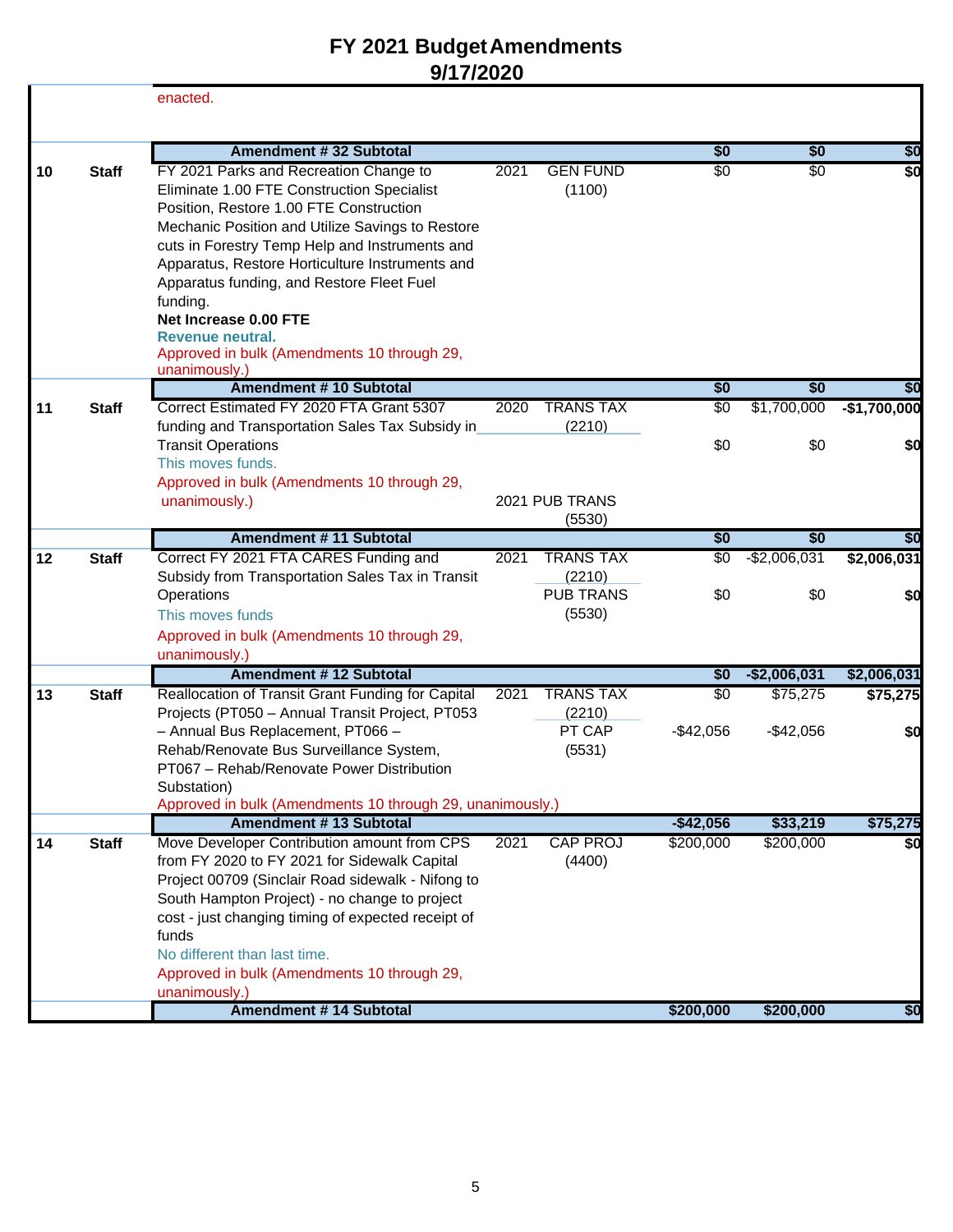# FY 2021 Budget Amendments
## 9/17/2020

| | | | | | | | |
|---|---|---|---|---|---|---|---|
| | | enacted. | | | | | |
| | | **Amendment # 32 Subtotal** | | | **$0** | **$0** | **$0** |
| **10** | **Staff** | FY 2021 Parks and Recreation Change to Eliminate 1.00 FTE Construction Specialist Position, Restore 1.00 FTE Construction Mechanic Position and Utilize Savings to Restore cuts in Forestry Temp Help and Instruments and Apparatus, Restore Horticulture Instruments and Apparatus funding, and Restore Fleet Fuel funding.<br>**Net Increase 0.00 FTE**<br>**Revenue neutral.**<br>Approved in bulk (Amendments 10 through 29, unanimously.) | 2021 | GEN FUND (1100) | $0 | $0 | $0 |
| | | **Amendment # 10 Subtotal** | | | **$0** | **$0** | **$0** |
| **11** | **Staff** | Correct Estimated FY 2020 FTA Grant 5307 funding and Transportation Sales Tax Subsidy in Transit Operations<br>This moves funds.<br>Approved in bulk (Amendments 10 through 29, unanimously.) | 2020 | TRANS TAX (2210) | $0 | $1,700,000 | -$1,700,000 |
| | | | 2021 | PUB TRANS (5530) | $0 | $0 | $0 |
| | | **Amendment # 11 Subtotal** | | | **$0** | **$0** | **$0** |
| **12** | **Staff** | Correct FY 2021 FTA CARES Funding and Subsidy from Transportation Sales Tax in Transit Operations<br>This moves funds<br>Approved in bulk (Amendments 10 through 29, unanimously.) | 2021 | TRANS TAX (2210) | $0 | -$2,006,031 | $2,006,031 |
| | | | | PUB TRANS (5530) | $0 | $0 | $0 |
| | | **Amendment # 12 Subtotal** | | | **$0** | **-$2,006,031** | **$2,006,031** |
| **13** | **Staff** | Reallocation of Transit Grant Funding for Capital Projects (PT050 – Annual Transit Project, PT053 – Annual Bus Replacement, PT066 – Rehab/Renovate Bus Surveillance System, PT067 – Rehab/Renovate Power Distribution Substation)<br>Approved in bulk (Amendments 10 through 29, unanimously.) | 2021 | TRANS TAX (2210) | $0 | $75,275 | $75,275 |
| | | | | PT CAP (5531) | -$42,056 | -$42,056 | $0 |
| | | **Amendment # 13 Subtotal** | | | **-$42,056** | **$33,219** | **$75,275** |
| **14** | **Staff** | Move Developer Contribution amount from CPS from FY 2020 to FY 2021 for Sidewalk Capital Project 00709 (Sinclair Road sidewalk - Nifong to South Hampton Project) - no change to project cost - just changing timing of expected receipt of funds<br>No different than last time.<br>Approved in bulk (Amendments 10 through 29, unanimously.) | 2021 | CAP PROJ (4400) | $200,000 | $200,000 | $0 |
| | | **Amendment # 14 Subtotal** | | | **$200,000** | **$200,000** | **$0** |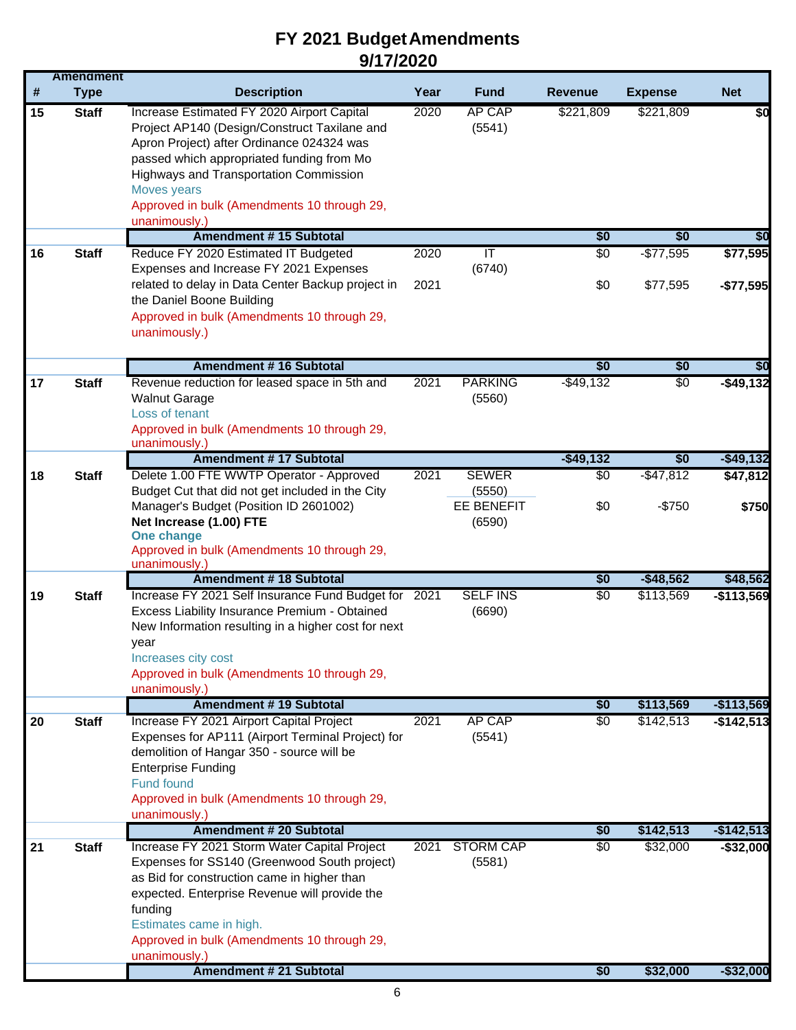# FY 2021 Budget Amendments
## 9/17/2020

| # | Amendment Type | Description | Year | Fund | Revenue | Expense | Net |
|---|---|---|---|---|---|---|---|
| 15 | Staff | Increase Estimated FY 2020 Airport Capital Project AP140 (Design/Construct Taxilane and Apron Project) after Ordinance 024324 was passed which appropriated funding from Mo Highways and Transportation Commission<br>Moves years<br>Approved in bulk (Amendments 10 through 29, unanimously.) | 2020 | AP CAP (5541) | $221,809 | $221,809 | $0 |
| | | **Amendment # 15 Subtotal** | | | **$0** | **$0** | **$0** |
| 16 | Staff | Reduce FY 2020 Estimated IT Budgeted Expenses and Increase FY 2021 Expenses related to delay in Data Center Backup project in the Daniel Boone Building<br>Approved in bulk (Amendments 10 through 29, unanimously.) | 2020 | IT (6740) | $0 | -$77,595 | **$77,595** |
| | | | 2021 | | $0 | $77,595 | **-$77,595** |
| | | **Amendment # 16 Subtotal** | | | **$0** | **$0** | **$0** |
| 17 | Staff | Revenue reduction for leased space in 5th and Walnut Garage<br>Loss of tenant<br>Approved in bulk (Amendments 10 through 29, unanimously.) | 2021 | PARKING (5560) | -$49,132 | $0 | **-$49,132** |
| | | **Amendment # 17 Subtotal** | | | **-$49,132** | **$0** | **-$49,132** |
| 18 | Staff | Delete 1.00 FTE WWTP Operator - Approved Budget Cut that did not get included in the City Manager's Budget (Position ID 2601002)<br>**Net Increase (1.00) FTE**<br>**One change**<br>Approved in bulk (Amendments 10 through 29, unanimously.) | 2021 | SEWER (5550) | $0 | -$47,812 | **$47,812** |
| | | | | EE BENEFIT (6590) | $0 | -$750 | **$750** |
| | | **Amendment # 18 Subtotal** | | | **$0** | **-$48,562** | **$48,562** |
| 19 | Staff | Increase FY 2021 Self Insurance Fund Budget for Excess Liability Insurance Premium - Obtained New Information resulting in a higher cost for next year<br>Increases city cost<br>Approved in bulk (Amendments 10 through 29, unanimously.) | 2021 | SELF INS (6690) | $0 | $113,569 | **-$113,569** |
| | | **Amendment # 19 Subtotal** | | | **$0** | **$113,569** | **-$113,569** |
| 20 | Staff | Increase FY 2021 Airport Capital Project Expenses for AP111 (Airport Terminal Project) for demolition of Hangar 350 - source will be Enterprise Funding<br>Fund found<br>Approved in bulk (Amendments 10 through 29, unanimously.) | 2021 | AP CAP (5541) | $0 | $142,513 | **-$142,513** |
| | | **Amendment # 20 Subtotal** | | | **$0** | **$142,513** | **-$142,513** |
| 21 | Staff | Increase FY 2021 Storm Water Capital Project Expenses for SS140 (Greenwood South project) as Bid for construction came in higher than expected. Enterprise Revenue will provide the funding<br>Estimates came in high.<br>Approved in bulk (Amendments 10 through 29, unanimously.) | 2021 | STORM CAP (5581) | $0 | $32,000 | **-$32,000** |
| | | **Amendment # 21 Subtotal** | | | **$0** | **$32,000** | **-$32,000** |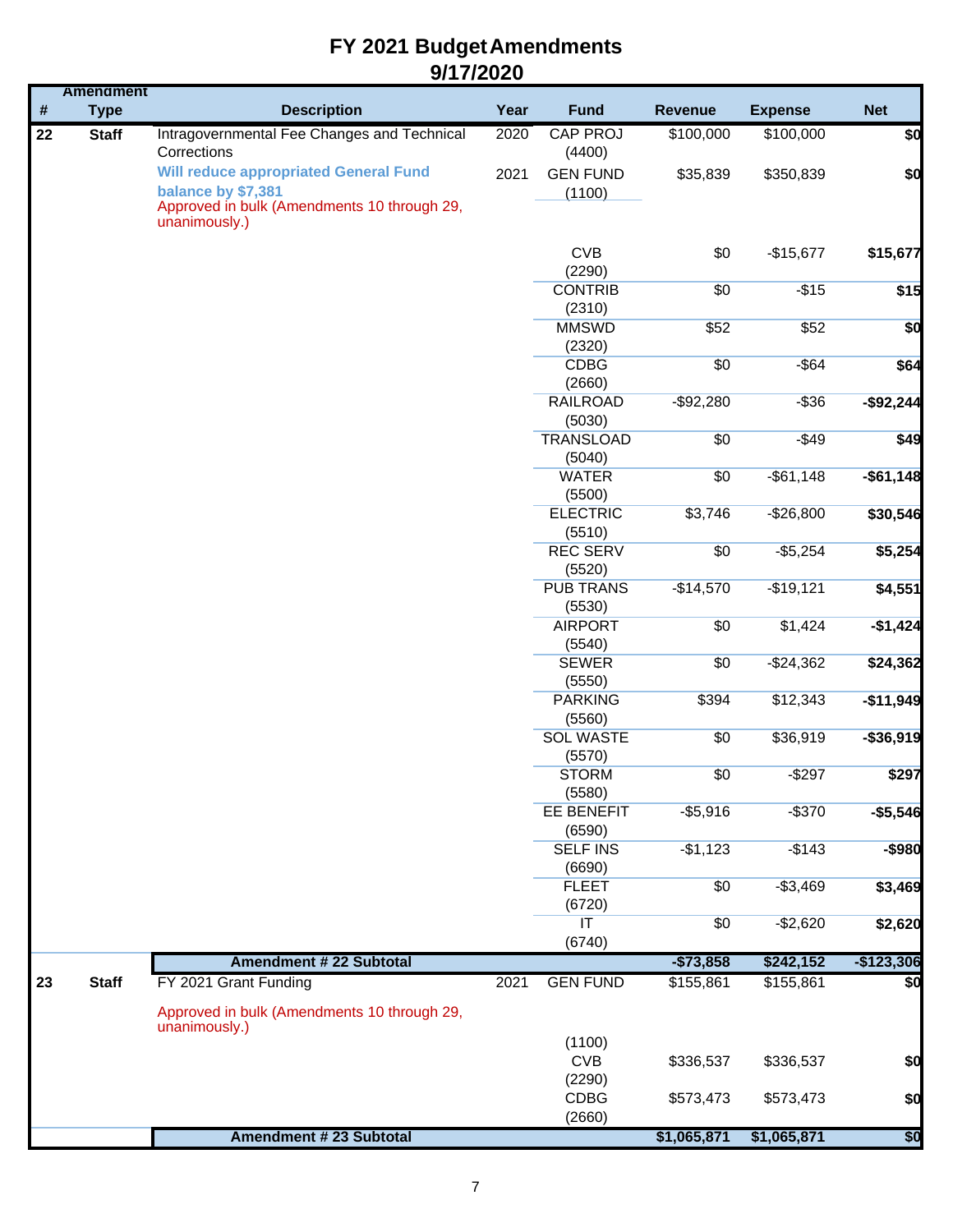# FY 2021 Budget Amendments
## 9/17/2020

| # | Amendment Type | Description | Year | Fund | Revenue | Expense | Net |
|---|---|---|---|---|---|---|---|
| 22 | Staff | Intragovernmental Fee Changes and Technical Corrections | 2020 | CAP PROJ (4400) | $100,000 | $100,000 | $0 |
| | | **Will reduce appropriated General Fund balance by $7,381** Approved in bulk (Amendments 10 through 29, unanimously.) | 2021 | GEN FUND (1100) | $35,839 | $350,839 | $0 |
| | | | | CVB (2290) | $0 | -$15,677 | **$15,677** |
| | | | | CONTRIB (2310) | $0 | -$15 | **$15** |
| | | | | MMSWD (2320) | $52 | $52 | **$0** |
| | | | | CDBG (2660) | $0 | -$64 | **$64** |
| | | | | RAILROAD (5030) | -$92,280 | -$36 | **-$92,244** |
| | | | | TRANSLOAD (5040) | $0 | -$49 | **$49** |
| | | | | WATER (5500) | $0 | -$61,148 | **-$61,148** |
| | | | | ELECTRIC (5510) | $3,746 | -$26,800 | **$30,546** |
| | | | | REC SERV (5520) | $0 | -$5,254 | **$5,254** |
| | | | | PUB TRANS (5530) | -$14,570 | -$19,121 | **$4,551** |
| | | | | AIRPORT (5540) | $0 | $1,424 | **-$1,424** |
| | | | | SEWER (5550) | $0 | -$24,362 | **$24,362** |
| | | | | PARKING (5560) | $394 | $12,343 | **-$11,949** |
| | | | | SOL WASTE (5570) | $0 | $36,919 | **-$36,919** |
| | | | | STORM (5580) | $0 | -$297 | **$297** |
| | | | | EE BENEFIT (6590) | -$5,916 | -$370 | **-$5,546** |
| | | | | SELF INS (6690) | -$1,123 | -$143 | **-$980** |
| | | | | FLEET (6720) | $0 | -$3,469 | **$3,469** |
| | | | | IT (6740) | $0 | -$2,620 | **$2,620** |
| | | **Amendment # 22 Subtotal** | | | **-$73,858** | **$242,152** | **-$123,306** |
| 23 | Staff | FY 2021 Grant Funding Approved in bulk (Amendments 10 through 29, unanimously.) | 2021 | GEN FUND (1100) | $155,861 | $155,861 | **$0** |
| | | | | CVB (2290) | $336,537 | $336,537 | **$0** |
| | | | | CDBG (2660) | $573,473 | $573,473 | **$0** |
| | | **Amendment # 23 Subtotal** | | | **$1,065,871** | **$1,065,871** | **$0** |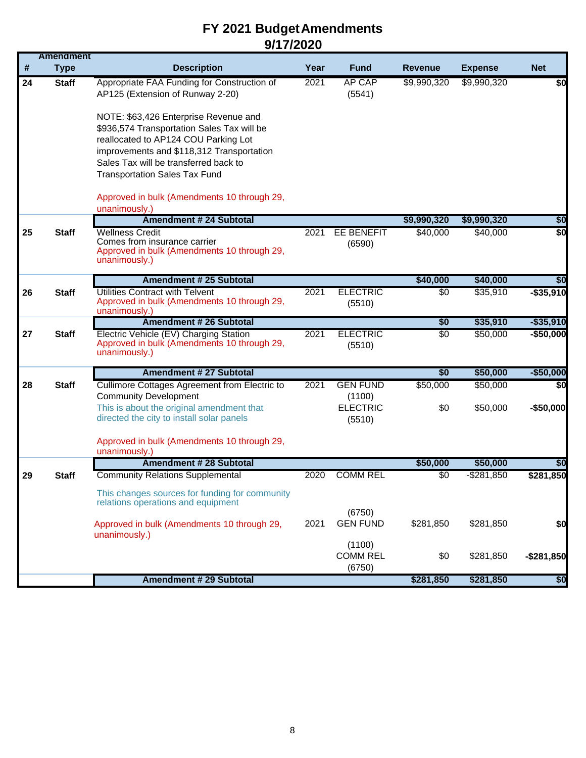# FY 2021 Budget Amendments
## 9/17/2020

| # | Amendment Type | Description | Year | Fund | Revenue | Expense | Net |
|---|---|---|---|---|---|---|---|
| 24 | Staff | Appropriate FAA Funding for Construction of AP125 (Extension of Runway 2-20)<br><br>NOTE: $63,426 Enterprise Revenue and $936,574 Transportation Sales Tax will be reallocated to AP124 COU Parking Lot improvements and $118,312 Transportation Sales Tax will be transferred back to Transportation Sales Tax Fund<br><br>Approved in bulk (Amendments 10 through 29, unanimously.) | 2021 | AP CAP (5541) | $9,990,320 | $9,990,320 | $0 |
| | | **Amendment # 24 Subtotal** | | | **$9,990,320** | **$9,990,320** | **$0** |
| 25 | Staff | Wellness Credit<br>Comes from insurance carrier<br>Approved in bulk (Amendments 10 through 29, unanimously.) | 2021 | EE BENEFIT (6590) | $40,000 | $40,000 | $0 |
| | | **Amendment # 25 Subtotal** | | | **$40,000** | **$40,000** | **$0** |
| 26 | Staff | Utilities Contract with Telvent<br>Approved in bulk (Amendments 10 through 29, unanimously.) | 2021 | ELECTRIC (5510) | $0 | $35,910 | -$35,910 |
| | | **Amendment # 26 Subtotal** | | | **$0** | **$35,910** | **-$35,910** |
| 27 | Staff | Electric Vehicle (EV) Charging Station<br>Approved in bulk (Amendments 10 through 29, unanimously.) | 2021 | ELECTRIC (5510) | $0 | $50,000 | -$50,000 |
| | | **Amendment # 27 Subtotal** | | | **$0** | **$50,000** | **-$50,000** |
| 28 | Staff | Cullimore Cottages Agreement from Electric to Community Development | 2021 | GEN FUND (1100) | $50,000 | $50,000 | $0 |
| | | This is about the original amendment that directed the city to install solar panels<br><br>Approved in bulk (Amendments 10 through 29, unanimously.) | | ELECTRIC (5510) | $0 | $50,000 | -$50,000 |
| | | **Amendment # 28 Subtotal** | | | **$50,000** | **$50,000** | **$0** |
| 29 | Staff | Community Relations Supplemental<br><br>This changes sources for funding for community relations operations and equipment | 2020 | COMM REL (6750) | $0 | -$281,850 | $281,850 |
| | | Approved in bulk (Amendments 10 through 29, unanimously.) | 2021 | GEN FUND (1100) | $281,850 | $281,850 | $0 |
| | | | | COMM REL (6750) | $0 | $281,850 | -$281,850 |
| | | **Amendment # 29 Subtotal** | | | **$281,850** | **$281,850** | **$0** |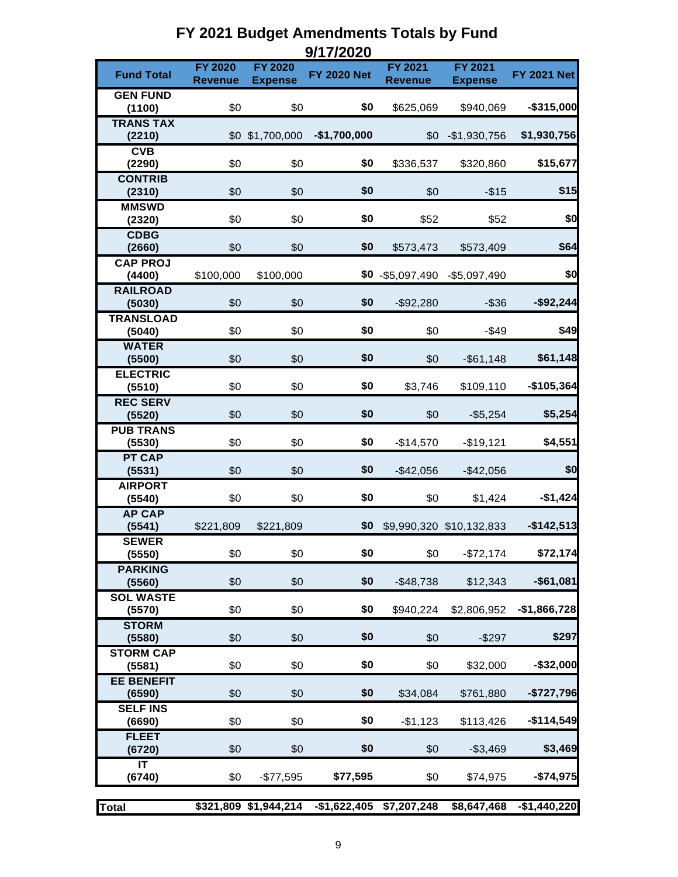# FY 2021 Budget Amendments Totals by Fund

## 9/17/2020

| Fund Total | FY 2020 Revenue | FY 2020 Expense | FY 2020 Net | FY 2021 Revenue | FY 2021 Expense | FY 2021 Net |
|---|---|---|---|---|---|---|
| GEN FUND (1100) | $0 | $0 | $0 | $625,069 | $940,069 | -$315,000 |
| TRANS TAX (2210) | $0 | $1,700,000 | -$1,700,000 | $0 | -$1,930,756 | $1,930,756 |
| CVB (2290) | $0 | $0 | $0 | $336,537 | $320,860 | $15,677 |
| CONTRIB (2310) | $0 | $0 | $0 | $0 | -$15 | $15 |
| MMSWD (2320) | $0 | $0 | $0 | $52 | $52 | $0 |
| CDBG (2660) | $0 | $0 | $0 | $573,473 | $573,409 | $64 |
| CAP PROJ (4400) | $100,000 | $100,000 | $0 | -$5,097,490 | -$5,097,490 | $0 |
| RAILROAD (5030) | $0 | $0 | $0 | -$92,280 | -$36 | -$92,244 |
| TRANSLOAD (5040) | $0 | $0 | $0 | $0 | -$49 | $49 |
| WATER (5500) | $0 | $0 | $0 | $0 | -$61,148 | $61,148 |
| ELECTRIC (5510) | $0 | $0 | $0 | $3,746 | $109,110 | -$105,364 |
| REC SERV (5520) | $0 | $0 | $0 | $0 | -$5,254 | $5,254 |
| PUB TRANS (5530) | $0 | $0 | $0 | -$14,570 | -$19,121 | $4,551 |
| PT CAP (5531) | $0 | $0 | $0 | -$42,056 | -$42,056 | $0 |
| AIRPORT (5540) | $0 | $0 | $0 | $0 | $1,424 | -$1,424 |
| AP CAP (5541) | $221,809 | $221,809 | $0 | $9,990,320 | $10,132,833 | -$142,513 |
| SEWER (5550) | $0 | $0 | $0 | $0 | -$72,174 | $72,174 |
| PARKING (5560) | $0 | $0 | $0 | -$48,738 | $12,343 | -$61,081 |
| SOL WASTE (5570) | $0 | $0 | $0 | $940,224 | $2,806,952 | -$1,866,728 |
| STORM (5580) | $0 | $0 | $0 | $0 | -$297 | $297 |
| STORM CAP (5581) | $0 | $0 | $0 | $0 | $32,000 | -$32,000 |
| EE BENEFIT (6590) | $0 | $0 | $0 | $34,084 | $761,880 | -$727,796 |
| SELF INS (6690) | $0 | $0 | $0 | -$1,123 | $113,426 | -$114,549 |
| FLEET (6720) | $0 | $0 | $0 | $0 | -$3,469 | $3,469 |
| IT (6740) | $0 | -$77,595 | $77,595 | $0 | $74,975 | -$74,975 |
| **Total** | **$321,809** | **$1,944,214** | **-$1,622,405** | **$7,207,248** | **$8,647,468** | **-$1,440,220** |